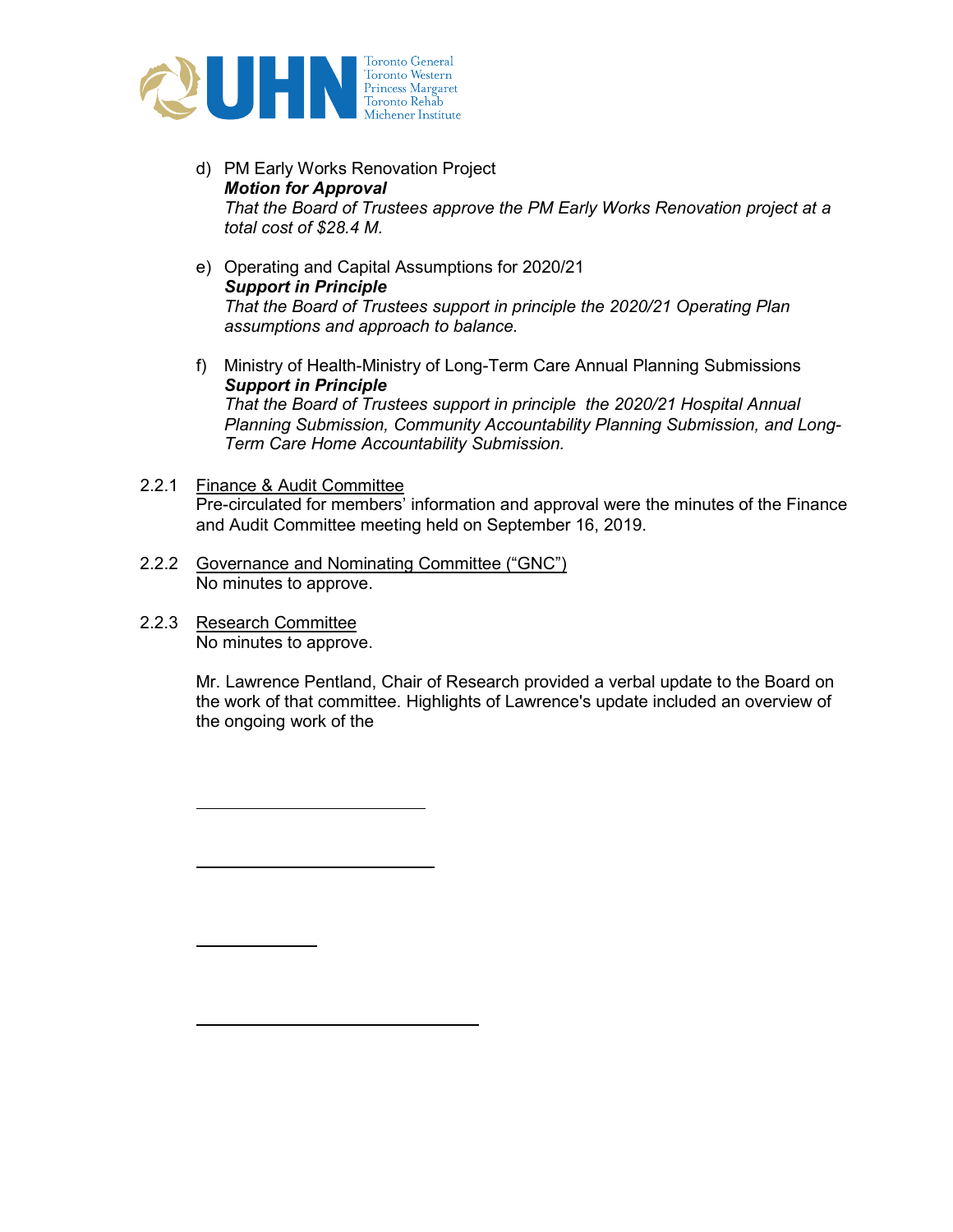d) PM Early Works Renovation Project
   ***Motion for Approval***
   *That the Board of Trustees approve the PM Early Works Renovation project at a total cost of $28.4 M.*

e) Operating and Capital Assumptions for 2020/21
   ***Support in Principle***
   *That the Board of Trustees support in principle the 2020/21 Operating Plan assumptions and approach to balance.*

f) Ministry of Health-Ministry of Long-Term Care Annual Planning Submissions
   ***Support in Principle***
   *That the Board of Trustees support in principle the 2020/21 Hospital Annual Planning Submission, Community Accountability Planning Submission, and Long-Term Care Home Accountability Submission.*

2.2.1 Finance & Audit Committee
Pre-circulated for members' information and approval were the minutes of the Finance and Audit Committee meeting held on September 16, 2019.

2.2.2 Governance and Nominating Committee ("GNC")
No minutes to approve.

2.2.3 Research Committee
No minutes to approve.

Mr. Lawrence Pentland, Chair of Research provided a verbal update to the Board on the work of that committee. Highlights of Lawrence's update included an overview of the ongoing work of the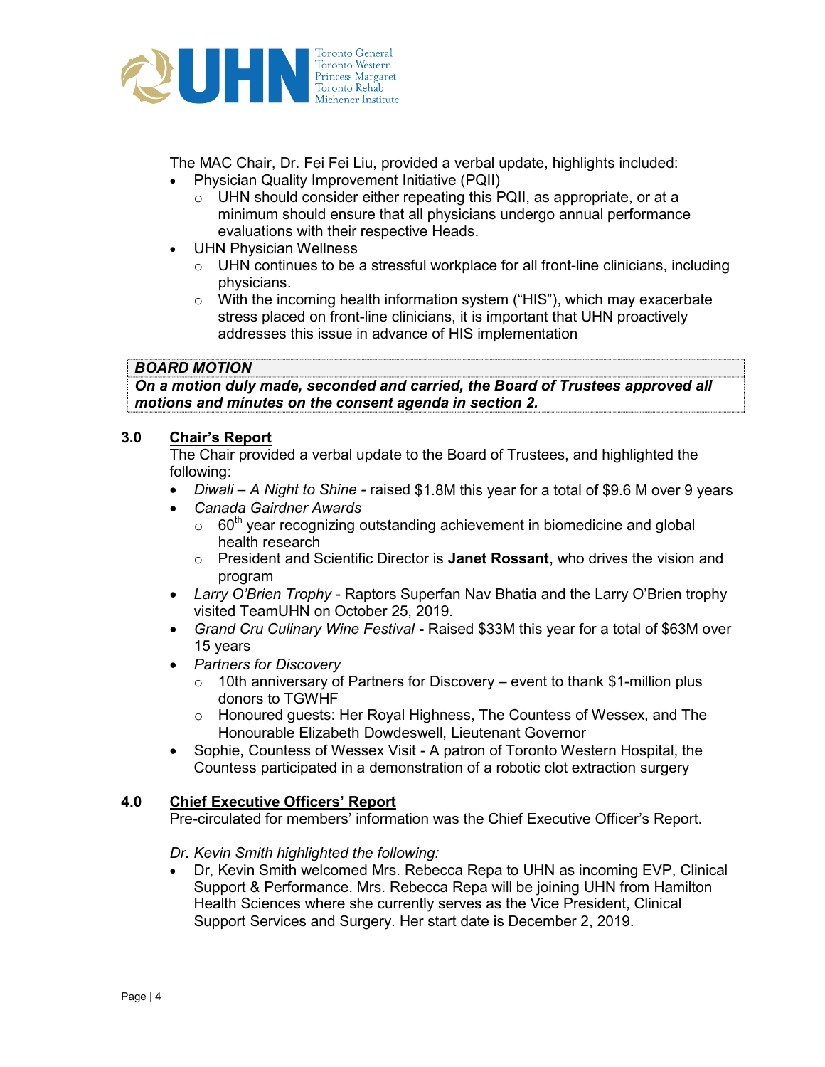The MAC Chair, Dr. Fei Fei Liu, provided a verbal update, highlights included:

- Physician Quality Improvement Initiative (PQII)
  - UHN should consider either repeating this PQII, as appropriate, or at a minimum should ensure that all physicians undergo annual performance evaluations with their respective Heads.
- UHN Physician Wellness
  - UHN continues to be a stressful workplace for all front-line clinicians, including physicians.
  - With the incoming health information system ("HIS"), which may exacerbate stress placed on front-line clinicians, it is important that UHN proactively addresses this issue in advance of HIS implementation

> ***BOARD MOTION***
> ***On a motion duly made, seconded and carried, the Board of Trustees approved all motions and minutes on the consent agenda in section 2.***

## 3.0 Chair's Report

The Chair provided a verbal update to the Board of Trustees, and highlighted the following:

- *Diwali – A Night to Shine* - raised $1.8M this year for a total of $9.6 M over 9 years
- *Canada Gairdner Awards*
  - 60th year recognizing outstanding achievement in biomedicine and global health research
  - President and Scientific Director is **Janet Rossant**, who drives the vision and program
- *Larry O'Brien Trophy* - Raptors Superfan Nav Bhatia and the Larry O'Brien trophy visited TeamUHN on October 25, 2019.
- *Grand Cru Culinary Wine Festival* **-** Raised $33M this year for a total of $63M over 15 years
- *Partners for Discovery*
  - 10th anniversary of Partners for Discovery – event to thank $1-million plus donors to TGWHF
  - Honoured guests: Her Royal Highness, The Countess of Wessex, and The Honourable Elizabeth Dowdeswell, Lieutenant Governor
- Sophie, Countess of Wessex Visit - A patron of Toronto Western Hospital, the Countess participated in a demonstration of a robotic clot extraction surgery

## 4.0 Chief Executive Officers' Report

Pre-circulated for members' information was the Chief Executive Officer's Report.

*Dr. Kevin Smith highlighted the following:*

- Dr, Kevin Smith welcomed Mrs. Rebecca Repa to UHN as incoming EVP, Clinical Support & Performance. Mrs. Rebecca Repa will be joining UHN from Hamilton Health Sciences where she currently serves as the Vice President, Clinical Support Services and Surgery. Her start date is December 2, 2019.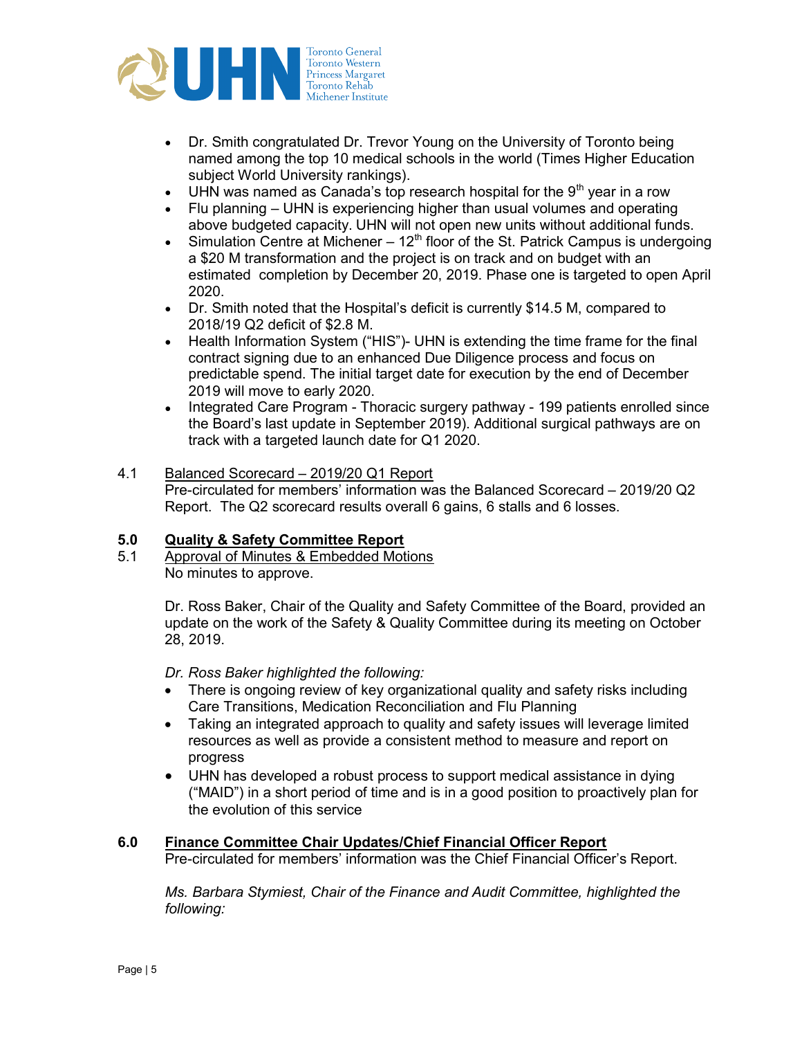- Dr. Smith congratulated Dr. Trevor Young on the University of Toronto being named among the top 10 medical schools in the world (Times Higher Education subject World University rankings).
- UHN was named as Canada's top research hospital for the 9th year in a row
- Flu planning – UHN is experiencing higher than usual volumes and operating above budgeted capacity. UHN will not open new units without additional funds.
- Simulation Centre at Michener – 12th floor of the St. Patrick Campus is undergoing a $20 M transformation and the project is on track and on budget with an estimated completion by December 20, 2019. Phase one is targeted to open April 2020.
- Dr. Smith noted that the Hospital's deficit is currently $14.5 M, compared to 2018/19 Q2 deficit of $2.8 M.
- Health Information System ("HIS")- UHN is extending the time frame for the final contract signing due to an enhanced Due Diligence process and focus on predictable spend. The initial target date for execution by the end of December 2019 will move to early 2020.
- Integrated Care Program - Thoracic surgery pathway - 199 patients enrolled since the Board's last update in September 2019). Additional surgical pathways are on track with a targeted launch date for Q1 2020.

4.1 Balanced Scorecard – 2019/20 Q1 Report

Pre-circulated for members' information was the Balanced Scorecard – 2019/20 Q2 Report. The Q2 scorecard results overall 6 gains, 6 stalls and 6 losses.

## 5.0 Quality & Safety Committee Report

5.1 Approval of Minutes & Embedded Motions

No minutes to approve.

Dr. Ross Baker, Chair of the Quality and Safety Committee of the Board, provided an update on the work of the Safety & Quality Committee during its meeting on October 28, 2019.

*Dr. Ross Baker highlighted the following:*

- There is ongoing review of key organizational quality and safety risks including Care Transitions, Medication Reconciliation and Flu Planning
- Taking an integrated approach to quality and safety issues will leverage limited resources as well as provide a consistent method to measure and report on progress
- UHN has developed a robust process to support medical assistance in dying ("MAID") in a short period of time and is in a good position to proactively plan for the evolution of this service

## 6.0 Finance Committee Chair Updates/Chief Financial Officer Report

Pre-circulated for members' information was the Chief Financial Officer's Report.

*Ms. Barbara Stymiest, Chair of the Finance and Audit Committee, highlighted the following:*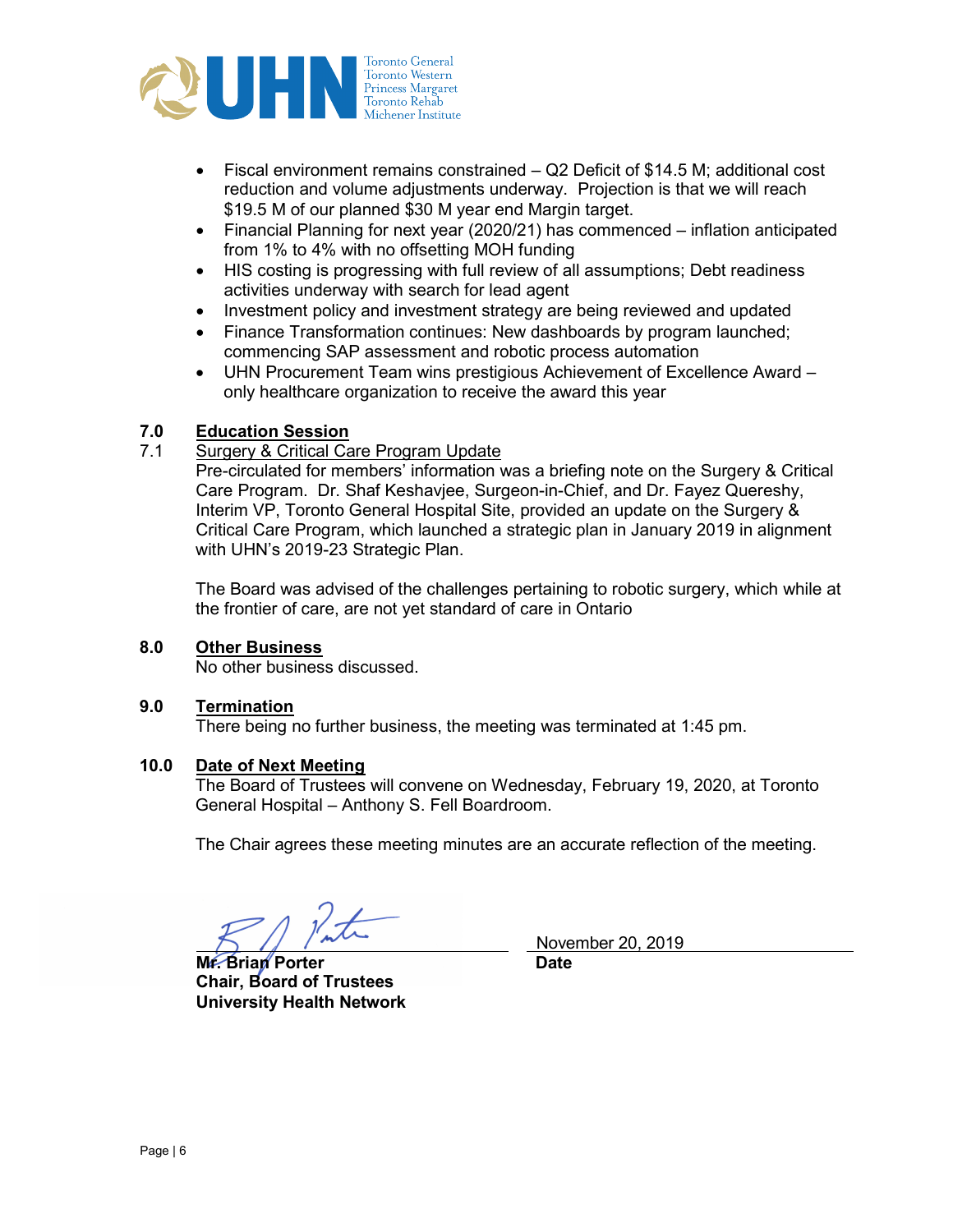- Fiscal environment remains constrained – Q2 Deficit of $14.5 M; additional cost reduction and volume adjustments underway. Projection is that we will reach $19.5 M of our planned $30 M year end Margin target.
- Financial Planning for next year (2020/21) has commenced – inflation anticipated from 1% to 4% with no offsetting MOH funding
- HIS costing is progressing with full review of all assumptions; Debt readiness activities underway with search for lead agent
- Investment policy and investment strategy are being reviewed and updated
- Finance Transformation continues: New dashboards by program launched; commencing SAP assessment and robotic process automation
- UHN Procurement Team wins prestigious Achievement of Excellence Award – only healthcare organization to receive the award this year

## 7.0 Education Session

### 7.1 Surgery & Critical Care Program Update

Pre-circulated for members' information was a briefing note on the Surgery & Critical Care Program. Dr. Shaf Keshavjee, Surgeon-in-Chief, and Dr. Fayez Quereshy, Interim VP, Toronto General Hospital Site, provided an update on the Surgery & Critical Care Program, which launched a strategic plan in January 2019 in alignment with UHN's 2019-23 Strategic Plan.

The Board was advised of the challenges pertaining to robotic surgery, which while at the frontier of care, are not yet standard of care in Ontario

## 8.0 Other Business

No other business discussed.

## 9.0 Termination

There being no further business, the meeting was terminated at 1:45 pm.

## 10.0 Date of Next Meeting

The Board of Trustees will convene on Wednesday, February 19, 2020, at Toronto General Hospital – Anthony S. Fell Boardroom.

The Chair agrees these meeting minutes are an accurate reflection of the meeting.

**Mr. Brian Porter**
**Chair, Board of Trustees**
**University Health Network**

November 20, 2019
**Date**